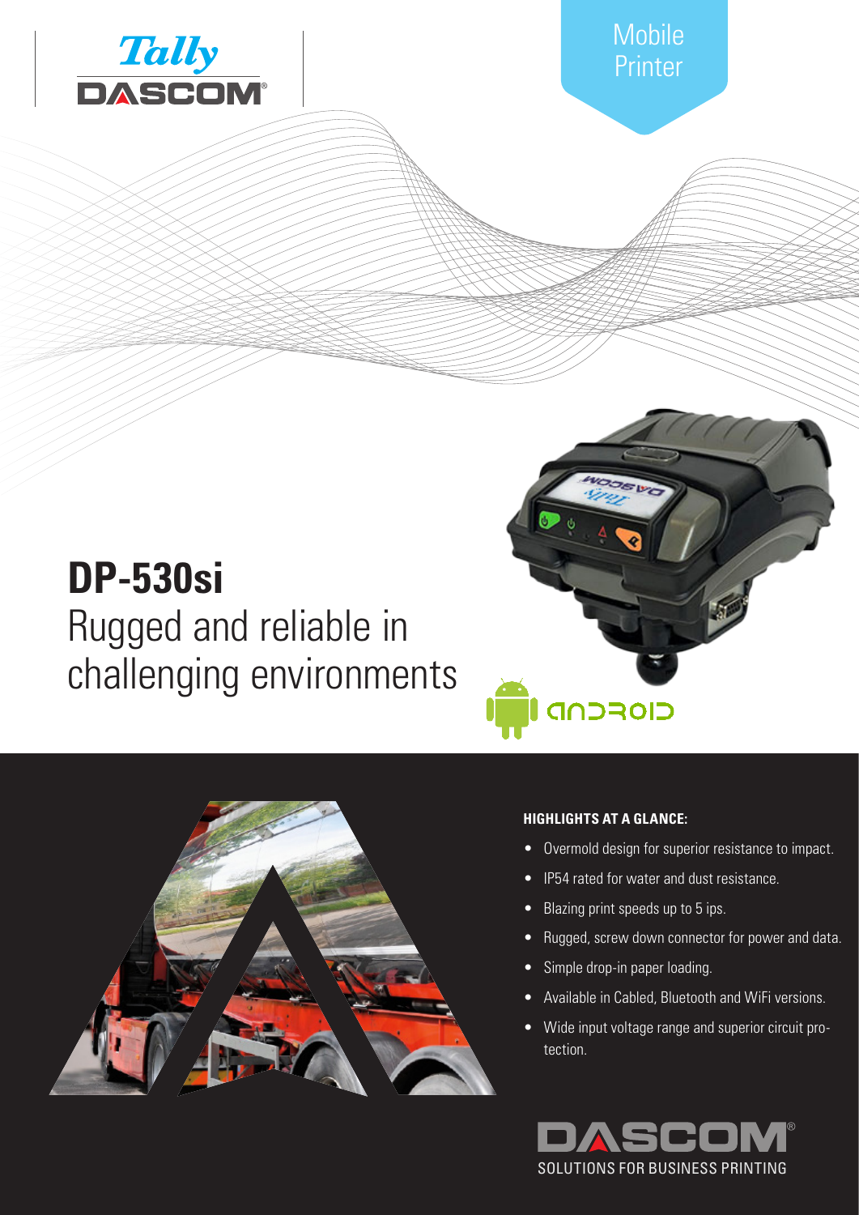Mobile Printer

# DP-530si

## Rugged and reliable in challenging environments

### HIGHLIGHTS AT A GLANCE:

- Overmold design for superior resistance to impact.
- IP54 rated for water and dust resistance.
- Blazing print speeds up to 5 ips.
- Rugged, screw down connector for power and data.
- Simple drop-in paper loading.
- Available in Cabled, Bluetooth and WiFi versions.
- Wide input voltage range and superior circuit protection.

DASCOM®
SOLUTIONS FOR BUSINESS PRINTING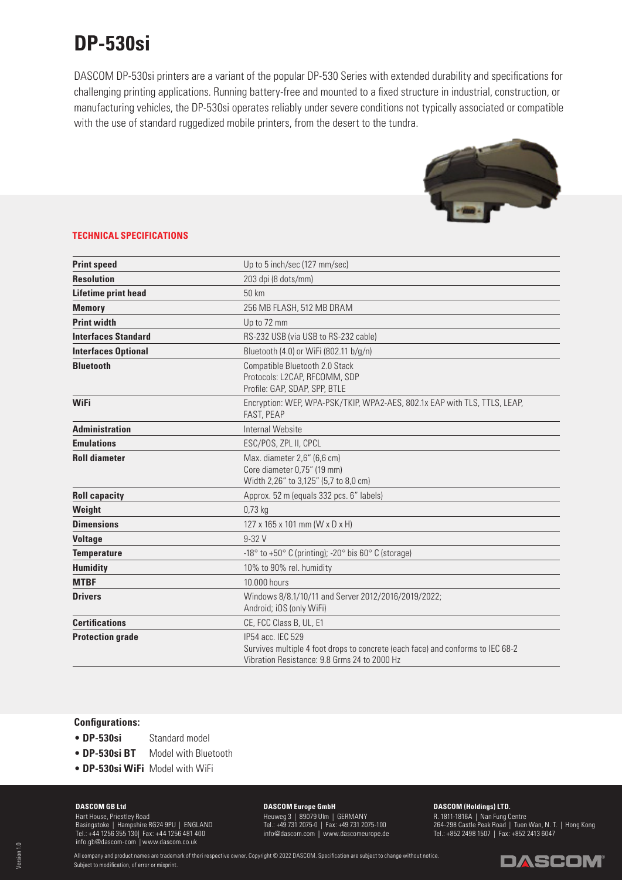# DP-530si

DASCOM DP-530si printers are a variant of the popular DP-530 Series with extended durability and specifications for challenging printing applications. Running battery-free and mounted to a fixed structure in industrial, construction, or manufacturing vehicles, the DP-530si operates reliably under severe conditions not typically associated or compatible with the use of standard ruggedized mobile printers, from the desert to the tundra.

## TECHNICAL SPECIFICATIONS

| | |
|---|---|
| **Print speed** | Up to 5 inch/sec (127 mm/sec) |
| **Resolution** | 203 dpi (8 dots/mm) |
| **Lifetime print head** | 50 km |
| **Memory** | 256 MB FLASH, 512 MB DRAM |
| **Print width** | Up to 72 mm |
| **Interfaces Standard** | RS-232 USB (via USB to RS-232 cable) |
| **Interfaces Optional** | Bluetooth (4.0) or WiFi (802.11 b/g/n) |
| **Bluetooth** | Compatible Bluetooth 2.0 Stack<br>Protocols: L2CAP, RFCOMM, SDP<br>Profile: GAP, SDAP, SPP, BTLE |
| **WiFi** | Encryption: WEP, WPA-PSK/TKIP, WPA2-AES, 802.1x EAP with TLS, TTLS, LEAP, FAST, PEAP |
| **Administration** | Internal Website |
| **Emulations** | ESC/POS, ZPL II, CPCL |
| **Roll diameter** | Max. diameter 2,6" (6,6 cm)<br>Core diameter 0,75" (19 mm)<br>Width 2,26" to 3,125" (5,7 to 8,0 cm) |
| **Roll capacity** | Approx. 52 m (equals 332 pcs. 6" labels) |
| **Weight** | 0,73 kg |
| **Dimensions** | 127 x 165 x 101 mm (W x D x H) |
| **Voltage** | 9-32 V |
| **Temperature** | -18° to +50° C (printing); -20° bis 60° C (storage) |
| **Humidity** | 10% to 90% rel. humidity |
| **MTBF** | 10.000 hours |
| **Drivers** | Windows 8/8.1/10/11 and Server 2012/2016/2019/2022;<br>Android; iOS (only WiFi) |
| **Certifications** | CE, FCC Class B, UL, E1 |
| **Protection grade** | IP54 acc. IEC 529<br>Survives multiple 4 foot drops to concrete (each face) and conforms to IEC 68-2<br>Vibration Resistance: 9.8 Grms 24 to 2000 Hz |

**Configurations:**

- **DP-530si** Standard model
- **DP-530si BT** Model with Bluetooth
- **DP-530si WiFi** Model with WiFi

**DASCOM GB Ltd**
Hart House, Priestley Road
Basingstoke | Hampshire RG24 9PU | ENGLAND
Tel.: +44 1256 355 130| Fax: +44 1256 481 400
info.gb@dascom-com | www.dascom.co.uk

**DASCOM Europe GmbH**
Heuweg 3 | 89079 Ulm | GERMANY
Tel.: +49 731 2075-0 | Fax: +49 731 2075-100
info@dascom.com | www.dascomeurope.de

**DASCOM (Holdings) LTD.**
R. 1811-1816A | Nan Fung Centre
264-298 Castle Peak Road | Tuen Wan, N. T. | Hong Kong
Tel.: +852 2498 1507 | Fax: +852 2413 6047

All company and product names are trademark of theri respective owner. Copyright © 2022 DASCOM. Specification are subject to change without notice.
Subject to modification, of error or misprint.

Version 1.0